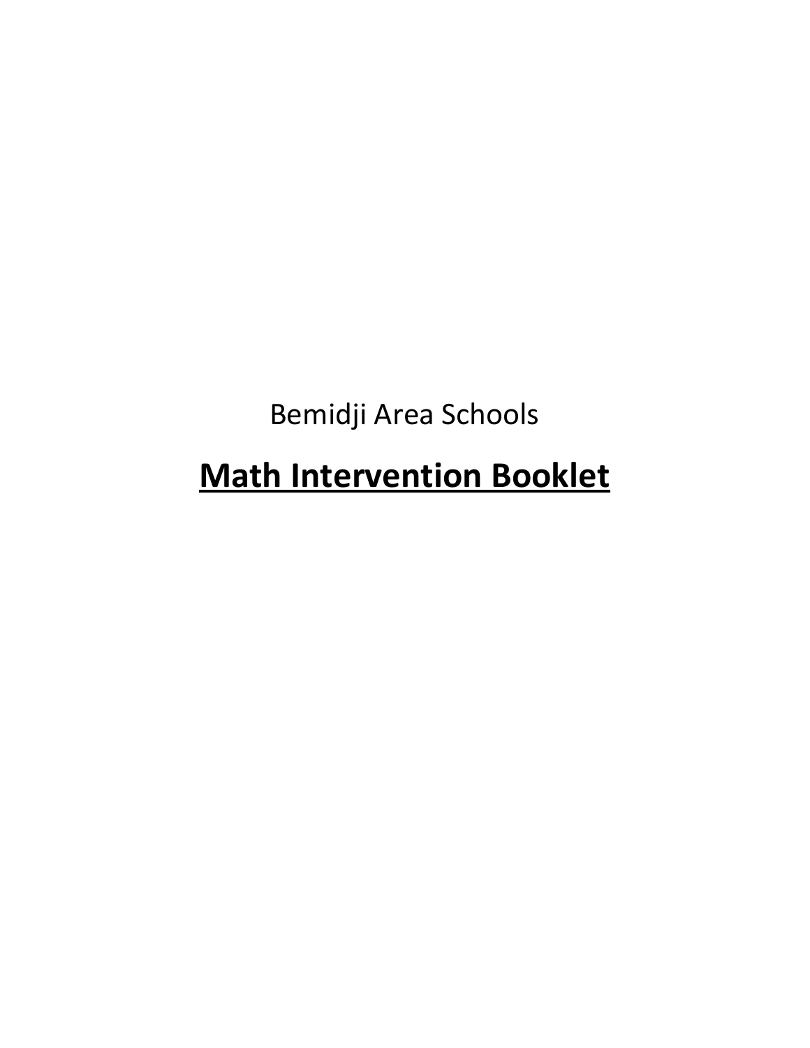Bemidji Area Schools

# **Math Intervention Booklet**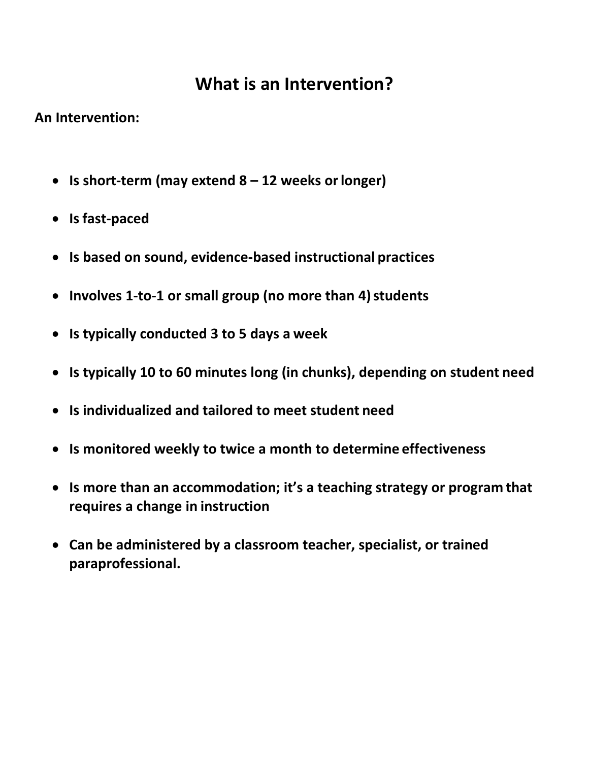# What is an Intervention?

**An Intervention:**

- **Is short-term (may extend 8 – 12 weeks or longer)**
- **Is fast-paced**
- **Is based on sound, evidence-based instructional practices**
- **Involves 1-to-1 or small group (no more than 4) students**
- **Is typically conducted 3 to 5 days a week**
- **Is typically 10 to 60 minutes long (in chunks), depending on student need**
- **Is individualized and tailored to meet student need**
- **Is monitored weekly to twice a month to determine effectiveness**
- **Is more than an accommodation; it's a teaching strategy or program that requires a change in instruction**
- **Can be administered by a classroom teacher, specialist, or trained paraprofessional.**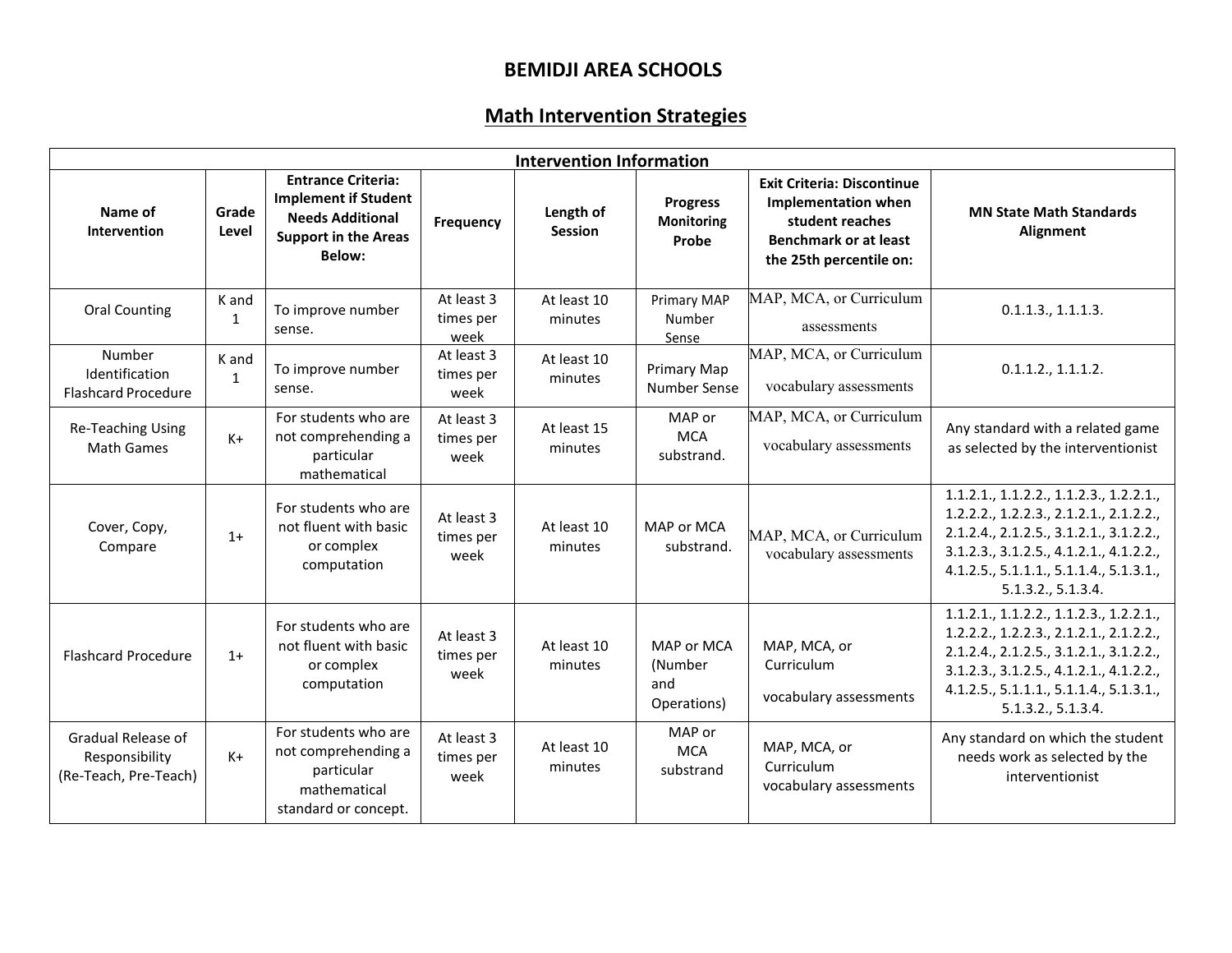# BEMIDJI AREA SCHOOLS

## Math Intervention Strategies

| Intervention Information | | | | | | | |
|---|---|---|---|---|---|---|---|
| **Name of Intervention** | **Grade Level** | **Entrance Criteria: Implement if Student Needs Additional Support in the Areas Below:** | **Frequency** | **Length of Session** | **Progress Monitoring Probe** | **Exit Criteria: Discontinue Implementation when student reaches Benchmark or at least the 25th percentile on:** | **MN State Math Standards Alignment** |
| Oral Counting | K and 1 | To improve number sense. | At least 3 times per week | At least 10 minutes | Primary MAP Number Sense | MAP, MCA, or Curriculum assessments | 0.1.1.3., 1.1.1.3. |
| Number Identification Flashcard Procedure | K and 1 | To improve number sense. | At least 3 times per week | At least 10 minutes | Primary Map Number Sense | MAP, MCA, or Curriculum vocabulary assessments | 0.1.1.2., 1.1.1.2. |
| Re-Teaching Using Math Games | K+ | For students who are not comprehending a particular mathematical | At least 3 times per week | At least 15 minutes | MAP or MCA substrand. | MAP, MCA, or Curriculum vocabulary assessments | Any standard with a related game as selected by the interventionist |
| Cover, Copy, Compare | 1+ | For students who are not fluent with basic or complex computation | At least 3 times per week | At least 10 minutes | MAP or MCA substrand. | MAP, MCA, or Curriculum vocabulary assessments | 1.1.2.1., 1.1.2.2., 1.1.2.3., 1.2.2.1., 1.2.2.2., 1.2.2.3., 2.1.2.1., 2.1.2.2., 2.1.2.4., 2.1.2.5., 3.1.2.1., 3.1.2.2., 3.1.2.3., 3.1.2.5., 4.1.2.1., 4.1.2.2., 4.1.2.5., 5.1.1.1., 5.1.1.4., 5.1.3.1., 5.1.3.2., 5.1.3.4. |
| Flashcard Procedure | 1+ | For students who are not fluent with basic or complex computation | At least 3 times per week | At least 10 minutes | MAP or MCA (Number and Operations) | MAP, MCA, or Curriculum vocabulary assessments | 1.1.2.1., 1.1.2.2., 1.1.2.3., 1.2.2.1., 1.2.2.2., 1.2.2.3., 2.1.2.1., 2.1.2.2., 2.1.2.4., 2.1.2.5., 3.1.2.1., 3.1.2.2., 3.1.2.3., 3.1.2.5., 4.1.2.1., 4.1.2.2., 4.1.2.5., 5.1.1.1., 5.1.1.4., 5.1.3.1., 5.1.3.2., 5.1.3.4. |
| Gradual Release of Responsibility (Re-Teach, Pre-Teach) | K+ | For students who are not comprehending a particular mathematical standard or concept. | At least 3 times per week | At least 10 minutes | MAP or MCA substrand | MAP, MCA, or Curriculum vocabulary assessments | Any standard on which the student needs work as selected by the interventionist |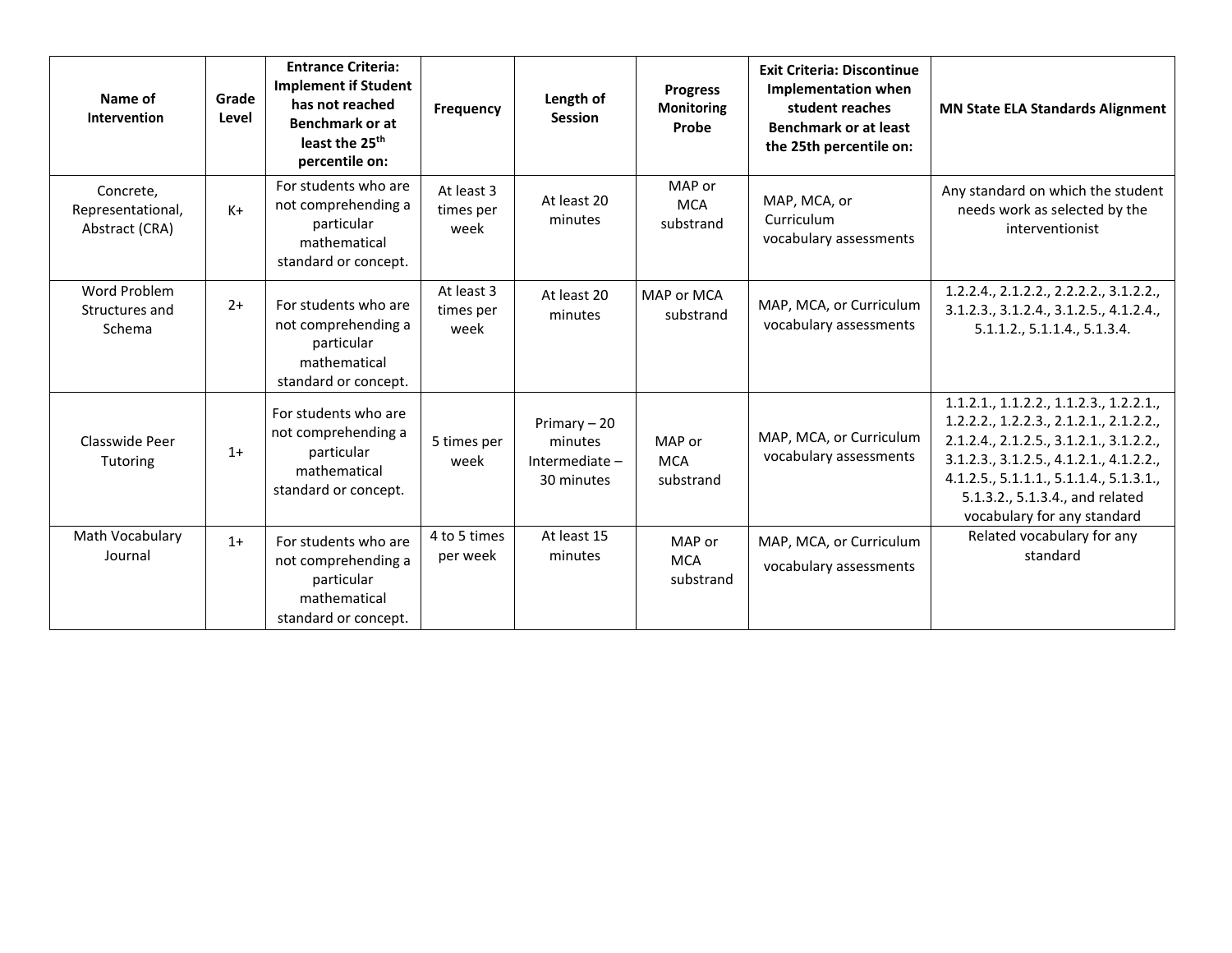| Name of Intervention | Grade Level | Entrance Criteria: Implement if Student has not reached Benchmark or at least the 25th percentile on: | Frequency | Length of Session | Progress Monitoring Probe | Exit Criteria: Discontinue Implementation when student reaches Benchmark or at least the 25th percentile on: | MN State ELA Standards Alignment |
|---|---|---|---|---|---|---|---|
| Concrete, Representational, Abstract (CRA) | K+ | For students who are not comprehending a particular mathematical standard or concept. | At least 3 times per week | At least 20 minutes | MAP or MCA substrand | MAP, MCA, or Curriculum vocabulary assessments | Any standard on which the student needs work as selected by the interventionist |
| Word Problem Structures and Schema | 2+ | For students who are not comprehending a particular mathematical standard or concept. | At least 3 times per week | At least 20 minutes | MAP or MCA substrand | MAP, MCA, or Curriculum vocabulary assessments | 1.2.2.4., 2.1.2.2., 2.2.2.2., 3.1.2.2., 3.1.2.3., 3.1.2.4., 3.1.2.5., 4.1.2.4., 5.1.1.2., 5.1.1.4., 5.1.3.4. |
| Classwide Peer Tutoring | 1+ | For students who are not comprehending a particular mathematical standard or concept. | 5 times per week | Primary – 20 minutes Intermediate – 30 minutes | MAP or MCA substrand | MAP, MCA, or Curriculum vocabulary assessments | 1.1.2.1., 1.1.2.2., 1.1.2.3., 1.2.2.1., 1.2.2.2., 1.2.2.3., 2.1.2.1., 2.1.2.2., 2.1.2.4., 2.1.2.5., 3.1.2.1., 3.1.2.2., 3.1.2.3., 3.1.2.5., 4.1.2.1., 4.1.2.2., 4.1.2.5., 5.1.1.1., 5.1.1.4., 5.1.3.1., 5.1.3.2., 5.1.3.4., and related vocabulary for any standard |
| Math Vocabulary Journal | 1+ | For students who are not comprehending a particular mathematical standard or concept. | 4 to 5 times per week | At least 15 minutes | MAP or MCA substrand | MAP, MCA, or Curriculum vocabulary assessments | Related vocabulary for any standard |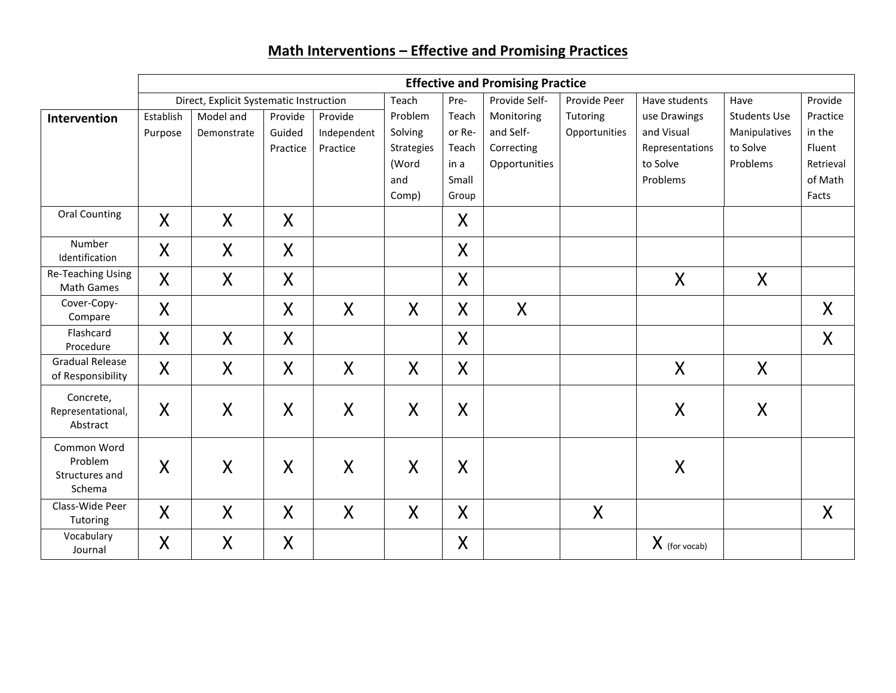# Math Interventions – Effective and Promising Practices

| Intervention | Effective and Promising Practice | | | | | | | | | | |
|---|---|---|---|---|---|---|---|---|---|---|---|
| | Direct, Explicit Systematic Instruction | | | | Teach Problem Solving Strategies (Word and Comp) | Pre-Teach or Re-Teach in a Small Group | Provide Self-Monitoring and Self-Correcting Opportunities | Provide Peer Tutoring Opportunities | Have students use Drawings and Visual Representations to Solve Problems | Have Students Use Manipulatives to Solve Problems | Provide Practice in the Fluent Retrieval of Math Facts |
| | Establish Purpose | Model and Demonstrate | Provide Guided Practice | Provide Independent Practice | | | | | | | |
| Oral Counting | X | X | X | | | X | | | | | |
| Number Identification | X | X | X | | | X | | | | | |
| Re-Teaching Using Math Games | X | X | X | | | X | | | X | X | |
| Cover-Copy-Compare | X | | X | X | X | X | X | | | | X |
| Flashcard Procedure | X | X | X | | | X | | | | | X |
| Gradual Release of Responsibility | X | X | X | X | X | X | | | X | X | |
| Concrete, Representational, Abstract | X | X | X | X | X | X | | | X | X | |
| Common Word Problem Structures and Schema | X | X | X | X | X | X | | | X | | |
| Class-Wide Peer Tutoring | X | X | X | X | X | X | | X | | | X |
| Vocabulary Journal | X | X | X | | | X | | | X (for vocab) | | |